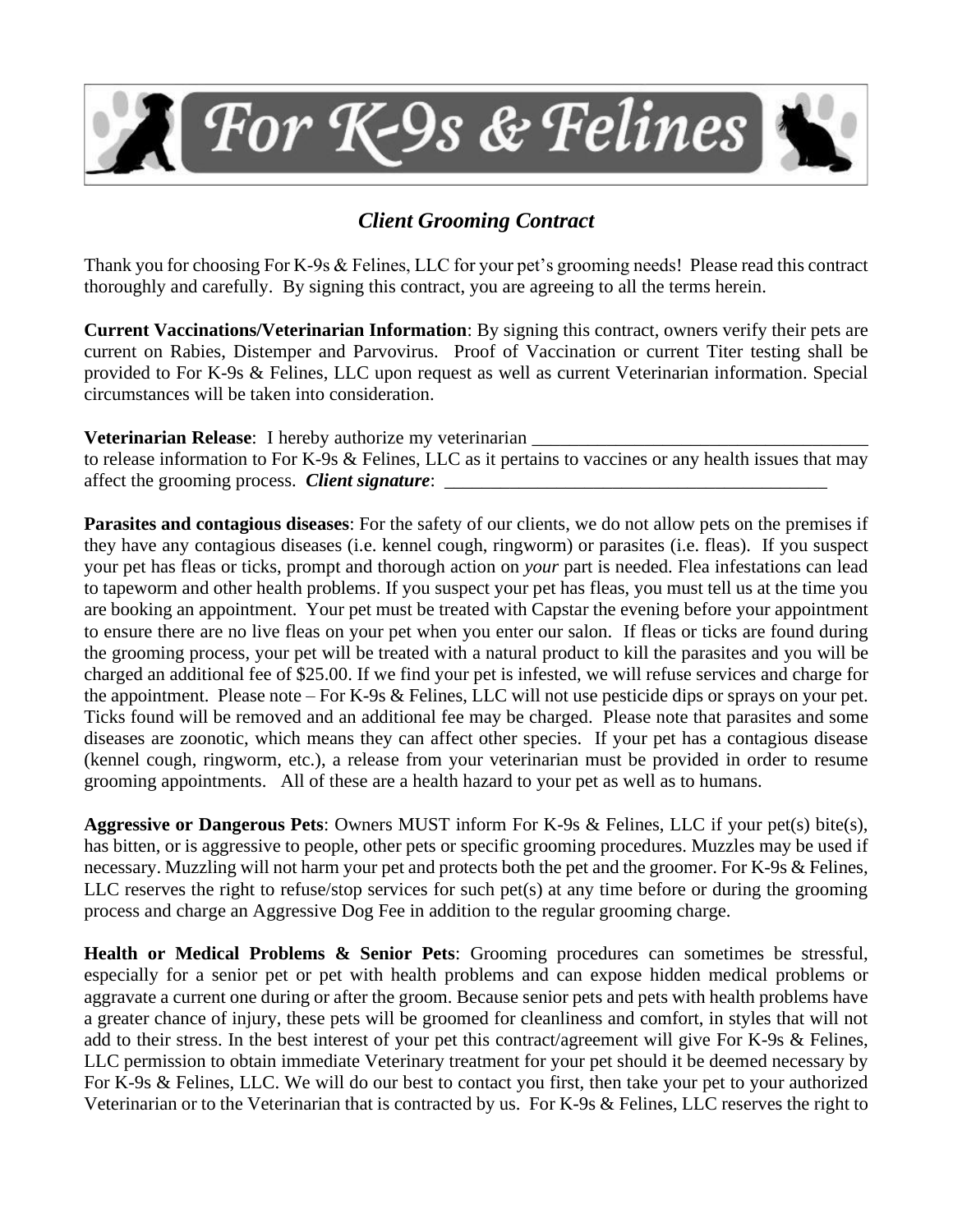# For K-9s & Felines

## *Client Grooming Contract*

Thank you for choosing For K-9s & Felines, LLC for your pet's grooming needs! Please read this contract thoroughly and carefully. By signing this contract, you are agreeing to all the terms herein.

**Current Vaccinations/Veterinarian Information**: By signing this contract, owners verify their pets are current on Rabies, Distemper and Parvovirus. Proof of Vaccination or current Titer testing shall be provided to For K-9s & Felines, LLC upon request as well as current Veterinarian information. Special circumstances will be taken into consideration.

**Veterinarian Release**: I hereby authorize my veterinarian ___________________________________ to release information to For K-9s & Felines, LLC as it pertains to vaccines or any health issues that may affect the grooming process. ***Client signature***: ___________________________________________

**Parasites and contagious diseases**: For the safety of our clients, we do not allow pets on the premises if they have any contagious diseases (i.e. kennel cough, ringworm) or parasites (i.e. fleas). If you suspect your pet has fleas or ticks, prompt and thorough action on *your* part is needed. Flea infestations can lead to tapeworm and other health problems. If you suspect your pet has fleas, you must tell us at the time you are booking an appointment. Your pet must be treated with Capstar the evening before your appointment to ensure there are no live fleas on your pet when you enter our salon. If fleas or ticks are found during the grooming process, your pet will be treated with a natural product to kill the parasites and you will be charged an additional fee of $25.00. If we find your pet is infested, we will refuse services and charge for the appointment. Please note – For K-9s & Felines, LLC will not use pesticide dips or sprays on your pet. Ticks found will be removed and an additional fee may be charged. Please note that parasites and some diseases are zoonotic, which means they can affect other species. If your pet has a contagious disease (kennel cough, ringworm, etc.), a release from your veterinarian must be provided in order to resume grooming appointments. All of these are a health hazard to your pet as well as to humans.

**Aggressive or Dangerous Pets**: Owners MUST inform For K-9s & Felines, LLC if your pet(s) bite(s), has bitten, or is aggressive to people, other pets or specific grooming procedures. Muzzles may be used if necessary. Muzzling will not harm your pet and protects both the pet and the groomer. For K-9s & Felines, LLC reserves the right to refuse/stop services for such pet(s) at any time before or during the grooming process and charge an Aggressive Dog Fee in addition to the regular grooming charge.

**Health or Medical Problems & Senior Pets**: Grooming procedures can sometimes be stressful, especially for a senior pet or pet with health problems and can expose hidden medical problems or aggravate a current one during or after the groom. Because senior pets and pets with health problems have a greater chance of injury, these pets will be groomed for cleanliness and comfort, in styles that will not add to their stress. In the best interest of your pet this contract/agreement will give For K-9s & Felines, LLC permission to obtain immediate Veterinary treatment for your pet should it be deemed necessary by For K-9s & Felines, LLC. We will do our best to contact you first, then take your pet to your authorized Veterinarian or to the Veterinarian that is contracted by us. For K-9s & Felines, LLC reserves the right to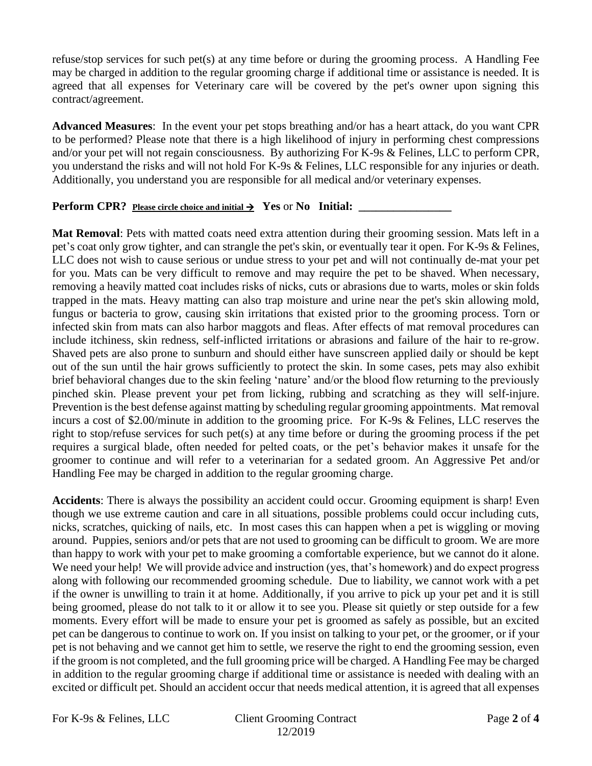refuse/stop services for such pet(s) at any time before or during the grooming process. A Handling Fee may be charged in addition to the regular grooming charge if additional time or assistance is needed. It is agreed that all expenses for Veterinary care will be covered by the pet's owner upon signing this contract/agreement.

**Advanced Measures**: In the event your pet stops breathing and/or has a heart attack, do you want CPR to be performed? Please note that there is a high likelihood of injury in performing chest compressions and/or your pet will not regain consciousness. By authorizing For K-9s & Felines, LLC to perform CPR, you understand the risks and will not hold For K-9s & Felines, LLC responsible for any injuries or death. Additionally, you understand you are responsible for all medical and/or veterinary expenses.

**Perform CPR?** **Please circle choice and initial →** **Yes** or **No** **Initial: ________________**

**Mat Removal**: Pets with matted coats need extra attention during their grooming session. Mats left in a pet's coat only grow tighter, and can strangle the pet's skin, or eventually tear it open. For K-9s & Felines, LLC does not wish to cause serious or undue stress to your pet and will not continually de-mat your pet for you. Mats can be very difficult to remove and may require the pet to be shaved. When necessary, removing a heavily matted coat includes risks of nicks, cuts or abrasions due to warts, moles or skin folds trapped in the mats. Heavy matting can also trap moisture and urine near the pet's skin allowing mold, fungus or bacteria to grow, causing skin irritations that existed prior to the grooming process. Torn or infected skin from mats can also harbor maggots and fleas. After effects of mat removal procedures can include itchiness, skin redness, self-inflicted irritations or abrasions and failure of the hair to re-grow. Shaved pets are also prone to sunburn and should either have sunscreen applied daily or should be kept out of the sun until the hair grows sufficiently to protect the skin. In some cases, pets may also exhibit brief behavioral changes due to the skin feeling 'nature' and/or the blood flow returning to the previously pinched skin. Please prevent your pet from licking, rubbing and scratching as they will self-injure. Prevention is the best defense against matting by scheduling regular grooming appointments. Mat removal incurs a cost of $2.00/minute in addition to the grooming price. For K-9s & Felines, LLC reserves the right to stop/refuse services for such pet(s) at any time before or during the grooming process if the pet requires a surgical blade, often needed for pelted coats, or the pet's behavior makes it unsafe for the groomer to continue and will refer to a veterinarian for a sedated groom. An Aggressive Pet and/or Handling Fee may be charged in addition to the regular grooming charge.

**Accidents**: There is always the possibility an accident could occur. Grooming equipment is sharp! Even though we use extreme caution and care in all situations, possible problems could occur including cuts, nicks, scratches, quicking of nails, etc. In most cases this can happen when a pet is wiggling or moving around. Puppies, seniors and/or pets that are not used to grooming can be difficult to groom. We are more than happy to work with your pet to make grooming a comfortable experience, but we cannot do it alone. We need your help! We will provide advice and instruction (yes, that's homework) and do expect progress along with following our recommended grooming schedule. Due to liability, we cannot work with a pet if the owner is unwilling to train it at home. Additionally, if you arrive to pick up your pet and it is still being groomed, please do not talk to it or allow it to see you. Please sit quietly or step outside for a few moments. Every effort will be made to ensure your pet is groomed as safely as possible, but an excited pet can be dangerous to continue to work on. If you insist on talking to your pet, or the groomer, or if your pet is not behaving and we cannot get him to settle, we reserve the right to end the grooming session, even if the groom is not completed, and the full grooming price will be charged. A Handling Fee may be charged in addition to the regular grooming charge if additional time or assistance is needed with dealing with an excited or difficult pet. Should an accident occur that needs medical attention, it is agreed that all expenses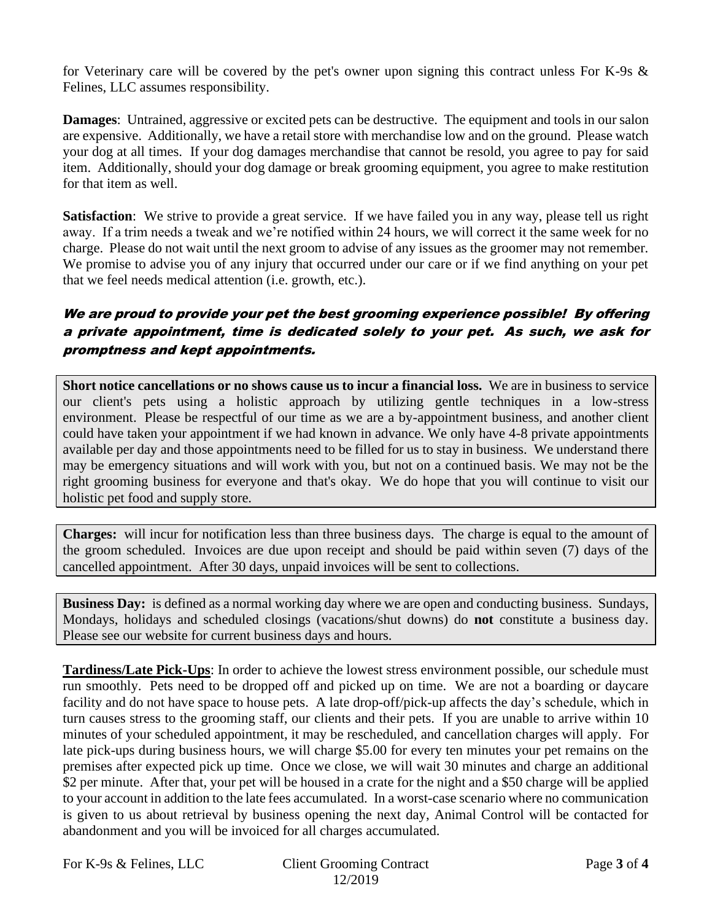for Veterinary care will be covered by the pet's owner upon signing this contract unless For K-9s & Felines, LLC assumes responsibility.

**Damages**: Untrained, aggressive or excited pets can be destructive. The equipment and tools in our salon are expensive. Additionally, we have a retail store with merchandise low and on the ground. Please watch your dog at all times. If your dog damages merchandise that cannot be resold, you agree to pay for said item. Additionally, should your dog damage or break grooming equipment, you agree to make restitution for that item as well.

**Satisfaction**: We strive to provide a great service. If we have failed you in any way, please tell us right away. If a trim needs a tweak and we're notified within 24 hours, we will correct it the same week for no charge. Please do not wait until the next groom to advise of any issues as the groomer may not remember. We promise to advise you of any injury that occurred under our care or if we find anything on your pet that we feel needs medical attention (i.e. growth, etc.).

***We are proud to provide your pet the best grooming experience possible! By offering a private appointment, time is dedicated solely to your pet. As such, we ask for promptness and kept appointments.***

**Short notice cancellations or no shows cause us to incur a financial loss.** We are in business to service our client's pets using a holistic approach by utilizing gentle techniques in a low-stress environment. Please be respectful of our time as we are a by-appointment business, and another client could have taken your appointment if we had known in advance. We only have 4-8 private appointments available per day and those appointments need to be filled for us to stay in business. We understand there may be emergency situations and will work with you, but not on a continued basis. We may not be the right grooming business for everyone and that's okay. We do hope that you will continue to visit our holistic pet food and supply store.

**Charges:** will incur for notification less than three business days. The charge is equal to the amount of the groom scheduled. Invoices are due upon receipt and should be paid within seven (7) days of the cancelled appointment. After 30 days, unpaid invoices will be sent to collections.

**Business Day:** is defined as a normal working day where we are open and conducting business. Sundays, Mondays, holidays and scheduled closings (vacations/shut downs) do **not** constitute a business day. Please see our website for current business days and hours.

**Tardiness/Late Pick-Ups**: In order to achieve the lowest stress environment possible, our schedule must run smoothly. Pets need to be dropped off and picked up on time. We are not a boarding or daycare facility and do not have space to house pets. A late drop-off/pick-up affects the day's schedule, which in turn causes stress to the grooming staff, our clients and their pets. If you are unable to arrive within 10 minutes of your scheduled appointment, it may be rescheduled, and cancellation charges will apply. For late pick-ups during business hours, we will charge $5.00 for every ten minutes your pet remains on the premises after expected pick up time. Once we close, we will wait 30 minutes and charge an additional $2 per minute. After that, your pet will be housed in a crate for the night and a $50 charge will be applied to your account in addition to the late fees accumulated. In a worst-case scenario where no communication is given to us about retrieval by business opening the next day, Animal Control will be contacted for abandonment and you will be invoiced for all charges accumulated.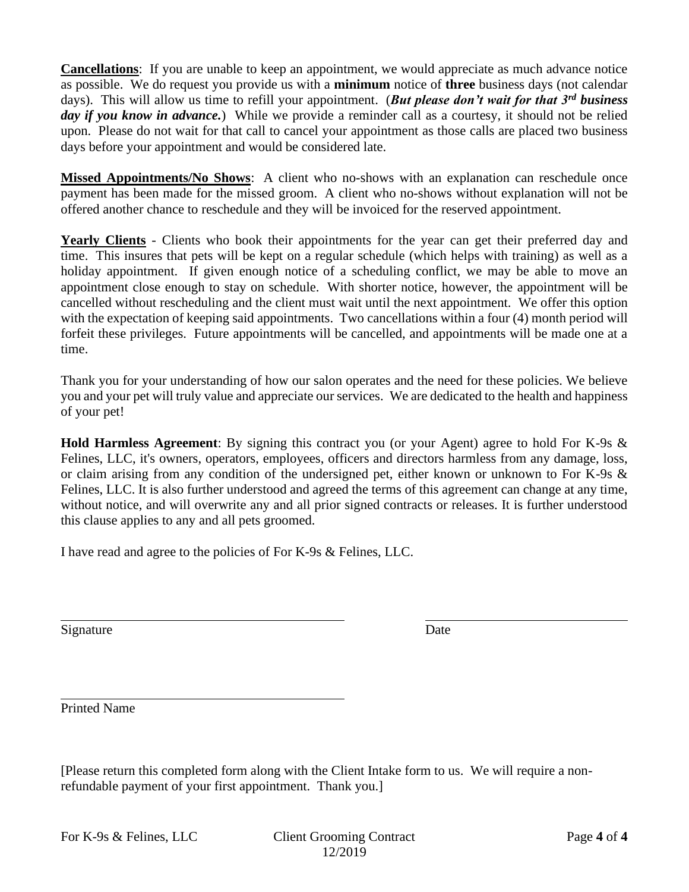**Cancellations**: If you are unable to keep an appointment, we would appreciate as much advance notice as possible. We do request you provide us with a **minimum** notice of **three** business days (not calendar days). This will allow us time to refill your appointment. (***But please don't wait for that 3rd business day if you know in advance.***) While we provide a reminder call as a courtesy, it should not be relied upon. Please do not wait for that call to cancel your appointment as those calls are placed two business days before your appointment and would be considered late.

**Missed Appointments/No Shows**: A client who no-shows with an explanation can reschedule once payment has been made for the missed groom. A client who no-shows without explanation will not be offered another chance to reschedule and they will be invoiced for the reserved appointment.

**Yearly Clients** - Clients who book their appointments for the year can get their preferred day and time. This insures that pets will be kept on a regular schedule (which helps with training) as well as a holiday appointment. If given enough notice of a scheduling conflict, we may be able to move an appointment close enough to stay on schedule. With shorter notice, however, the appointment will be cancelled without rescheduling and the client must wait until the next appointment. We offer this option with the expectation of keeping said appointments. Two cancellations within a four (4) month period will forfeit these privileges. Future appointments will be cancelled, and appointments will be made one at a time.

Thank you for your understanding of how our salon operates and the need for these policies. We believe you and your pet will truly value and appreciate our services. We are dedicated to the health and happiness of your pet!

**Hold Harmless Agreement**: By signing this contract you (or your Agent) agree to hold For K-9s & Felines, LLC, it's owners, operators, employees, officers and directors harmless from any damage, loss, or claim arising from any condition of the undersigned pet, either known or unknown to For K-9s & Felines, LLC. It is also further understood and agreed the terms of this agreement can change at any time, without notice, and will overwrite any and all prior signed contracts or releases. It is further understood this clause applies to any and all pets groomed.

I have read and agree to the policies of For K-9s & Felines, LLC.

\_\_\_\_\_\_\_\_\_\_\_\_\_\_\_\_\_\_\_\_\_\_\_\_\_\_\_\_\_\_\_\_\_\_\_\_\_\_\_\_ \_\_\_\_\_\_\_\_\_\_\_\_\_\_\_\_\_\_\_\_\_\_\_\_\_\_\_\_\_\_

Signature Date

\_\_\_\_\_\_\_\_\_\_\_\_\_\_\_\_\_\_\_\_\_\_\_\_\_\_\_\_\_\_\_\_\_\_\_\_\_\_\_\_

Printed Name

[Please return this completed form along with the Client Intake form to us. We will require a non-refundable payment of your first appointment. Thank you.]